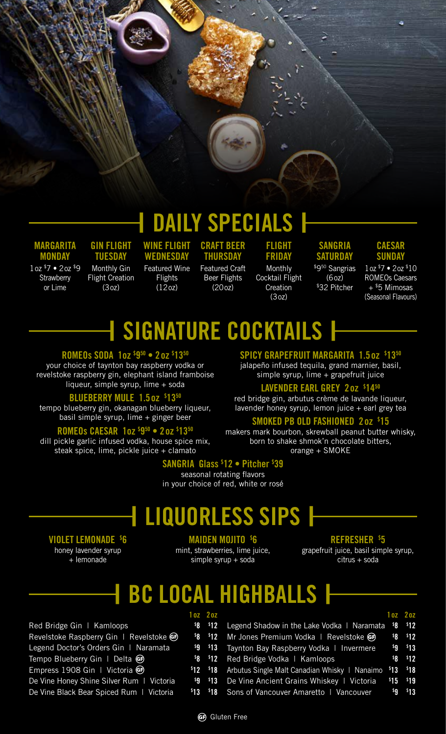# DAILY SPECIALS

**MARGARITA MONDAY**
1oz $7 • 2oz $9
Strawberry or Lime

**GIN FLIGHT TUESDAY**
Monthly Gin Flight Creation (3oz)

**WINE FLIGHT WEDNESDAY**
Featured Wine Flights (12oz)

**CRAFT BEER THURSDAY**
Featured Craft Beer Flights (20oz)

**FLIGHT FRIDAY**
Monthly Cocktail Flight Creation (3oz)

**SANGRIA SATURDAY**
$9.50 Sangrias (6oz)
$32 Pitcher

**CAESAR SUNDAY**
1oz $7 • 2oz $10 ROMEOs Caesars + $5 Mimosas (Seasonal Flavours)

# SIGNATURE COCKTAILS

**ROMEOs SODA 1oz $9.50 • 2oz $13.50**
your choice of taynton bay raspberry vodka or revelstoke raspberry gin, elephant island framboise liqueur, simple syrup, lime + soda

**BLUEBERRY MULE 1.5oz $13.50**
tempo blueberry gin, okanagan blueberry liqueur, basil simple syrup, lime + ginger beer

**ROMEOs CAESAR 1oz $9.50 • 2oz $13.50**
dill pickle garlic infused vodka, house spice mix, steak spice, lime, pickle juice + clamato

**SPICY GRAPEFRUIT MARGARITA 1.5oz $13.50**
jalapeño infused tequila, grand marnier, basil, simple syrup, lime + grapefruit juice

**LAVENDER EARL GREY 2oz $14.50**
red bridge gin, arbutus crème de lavande liqueur, lavender honey syrup, lemon juice + earl grey tea

**SMOKED PB OLD FASHIONED 2oz $15**
makers mark bourbon, skrewball peanut butter whisky, born to shake shmok'n chocolate bitters, orange + SMOKE

**SANGRIA Glass $12 • Pitcher $39**
seasonal rotating flavors in your choice of red, white or rosé

# LIQUORLESS SIPS

**VIOLET LEMONADE $6**
honey lavender syrup + lemonade

**MAIDEN MOJITO $6**
mint, strawberries, lime juice, simple syrup + soda

**REFRESHER $5**
grapefruit juice, basil simple syrup, citrus + soda

# BC LOCAL HIGHBALLS

| | 1oz | 2oz |
|---|---|---|
| Red Bridge Gin \| Kamloops | $8 | $12 |
| Revelstoke Raspberry Gin \| Revelstoke (GF) | $8 | $12 |
| Legend Doctor's Orders Gin \| Naramata | $9 | $13 |
| Tempo Blueberry Gin \| Delta (GF) | $8 | $12 |
| Empress 1908 Gin \| Victoria (GF) | $12 | $18 |
| De Vine Honey Shine Silver Rum \| Victoria | $9 | $13 |
| De Vine Black Bear Spiced Rum \| Victoria | $13 | $18 |

| | 1oz | 2oz |
|---|---|---|
| Legend Shadow in the Lake Vodka \| Naramata | $8 | $12 |
| Mr Jones Premium Vodka \| Revelstoke (GF) | $8 | $12 |
| Taynton Bay Raspberry Vodka \| Invermere | $9 | $13 |
| Red Bridge Vodka \| Kamloops | $8 | $12 |
| Arbutus Single Malt Canadian Whisky \| Nanaimo | $13 | $18 |
| De Vine Ancient Grains Whiskey \| Victoria | $15 | $19 |
| Sons of Vancouver Amaretto \| Vancouver | $9 | $13 |

(GF) Gluten Free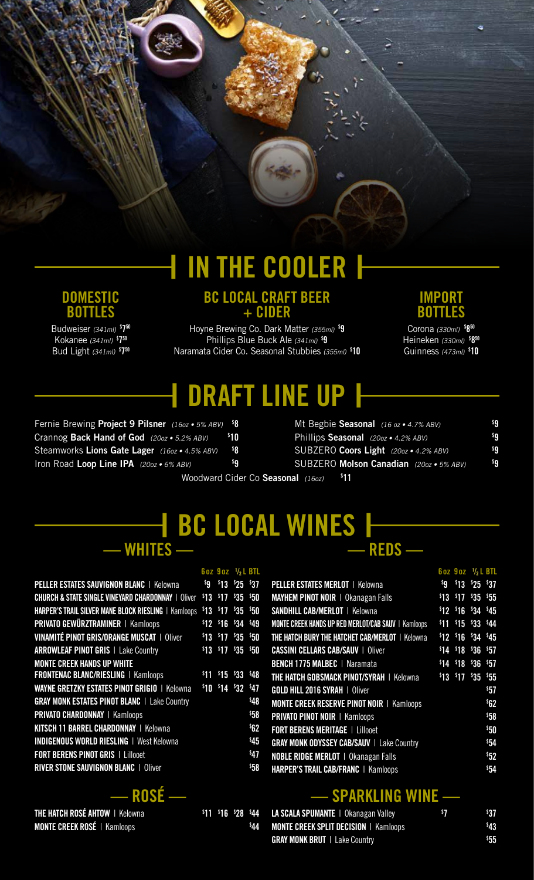# IN THE COOLER

## DOMESTIC BOTTLES

Budweiser *(341ml)* $7.50
Kokanee *(341ml)* $7.50
Bud Light *(341ml)* $7.50

## BC LOCAL CRAFT BEER + CIDER

Hoyne Brewing Co. Dark Matter *(355ml)* $9
Phillips Blue Buck Ale *(341ml)* $9
Naramata Cider Co. Seasonal Stubbies *(355ml)* $10

## IMPORT BOTTLES

Corona *(330ml)* $8.50
Heineken *(330ml)* $8.50
Guinness *(473ml)* $10

# DRAFT LINE UP

Fernie Brewing **Project 9 Pilsner** *(16oz • 5% ABV)* $8
Crannog **Back Hand of God** *(20oz • 5.2% ABV)* $10
Steamworks **Lions Gate Lager** *(16oz • 4.5% ABV)* $8
Iron Road **Loop Line IPA** *(20oz • 6% ABV)* $9
Mt Begbie **Seasonal** *(16 oz • 4.7% ABV)* $9
Phillips **Seasonal** *(20oz • 4.2% ABV)* $9
SUBZERO **Coors Light** *(20oz • 4.2% ABV)* $9
SUBZERO **Molson Canadian** *(20oz • 5% ABV)* $9
Woodward Cider Co **Seasonal** *(16oz)* $11

# BC LOCAL WINES

## — WHITES —

| | 6oz | 9oz | ½L | BTL |
|---|---|---|---|---|
| **PELLER ESTATES SAUVIGNON BLANC** \| Kelowna | $9 | $13 | $25 | $37 |
| **CHURCH & STATE SINGLE VINEYARD CHARDONNAY** \| Oliver | $13 | $17 | $35 | $50 |
| **HARPER'S TRAIL SILVER MANE BLOCK RIESLING** \| Kamloops | $13 | $17 | $35 | $50 |
| **PRIVATO GEWÜRZTRAMINER** \| Kamloops | $12 | $16 | $34 | $49 |
| **VINAMITÉ PINOT GRIS/ORANGE MUSCAT** \| Oliver | $13 | $17 | $35 | $50 |
| **ARROWLEAF PINOT GRIS** \| Lake Country | $13 | $17 | $35 | $50 |
| **MONTE CREEK HANDS UP WHITE FRONTENAC BLANC/RIESLING** \| Kamloops | $11 | $15 | $33 | $48 |
| **WAYNE GRETZKY ESTATES PINOT GRIGIO** \| Kelowna | $10 | $14 | $32 | $47 |
| **GRAY MONK ESTATES PINOT BLANC** \| Lake Country | | | | $48 |
| **PRIVATO CHARDONNAY** \| Kamloops | | | | $58 |
| **KITSCH 11 BARREL CHARDONNAY** \| Kelowna | | | | $62 |
| **INDIGENOUS WORLD RIESLING** \| West Kelowna | | | | $45 |
| **FORT BERENS PINOT GRIS** \| Lillooet | | | | $47 |
| **RIVER STONE SAUVIGNON BLANC** \| Oliver | | | | $58 |

## — ROSÉ —

| | 6oz | 9oz | ½L | BTL |
|---|---|---|---|---|
| **THE HATCH ROSÉ AHTOW** \| Kelowna | $11 | $16 | $28 | $44 |
| **MONTE CREEK ROSÉ** \| Kamloops | | | | $44 |

## — REDS —

| | 6oz | 9oz | ½L | BTL |
|---|---|---|---|---|
| **PELLER ESTATES MERLOT** \| Kelowna | $9 | $13 | $25 | $37 |
| **MAYHEM PINOT NOIR** \| Okanagan Falls | $13 | $17 | $35 | $55 |
| **SANDHILL CAB/MERLOT** \| Kelowna | $12 | $16 | $34 | $45 |
| **MONTE CREEK HANDS UP RED MERLOT/CAB SAUV** \| Kamloops | $11 | $15 | $33 | $44 |
| **THE HATCH BURY THE HATCHET CAB/MERLOT** \| Kelowna | $12 | $16 | $34 | $45 |
| **CASSINI CELLARS CAB/SAUV** \| Oliver | $14 | $18 | $36 | $57 |
| **BENCH 1775 MALBEC** \| Naramata | $14 | $18 | $36 | $57 |
| **THE HATCH GOBSMACK PINOT/SYRAH** \| Kelowna | $13 | $17 | $35 | $55 |
| **GOLD HILL 2016 SYRAH** \| Oliver | | | | $57 |
| **MONTE CREEK RESERVE PINOT NOIR** \| Kamloops | | | | $62 |
| **PRIVATO PINOT NOIR** \| Kamloops | | | | $58 |
| **FORT BERENS MERITAGE** \| Lillooet | | | | $50 |
| **GRAY MONK ODYSSEY CAB/SAUV** \| Lake Country | | | | $54 |
| **NOBLE RIDGE MERLOT** \| Okanagan Falls | | | | $52 |
| **HARPER'S TRAIL CAB/FRANC** \| Kamloops | | | | $54 |

## — SPARKLING WINE —

| | 6oz | 9oz | ½L | BTL |
|---|---|---|---|---|
| **LA SCALA SPUMANTE** \| Okanagan Valley | $7 | | | $37 |
| **MONTE CREEK SPLIT DECISION** \| Kamloops | | | | $43 |
| **GRAY MONK BRUT** \| Lake Country | | | | $55 |